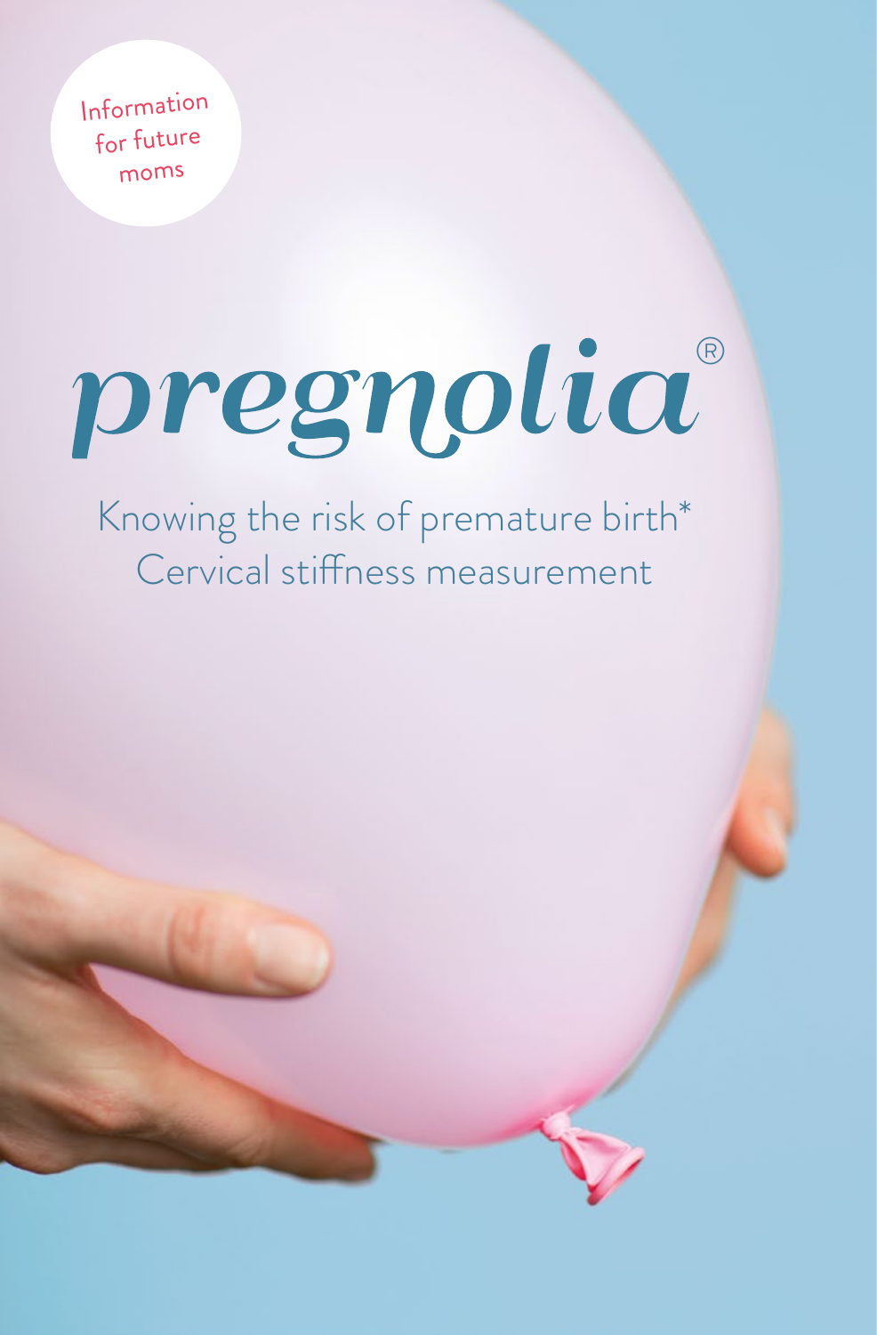Information for future moms

# pregnolia®

Knowing the risk of premature birth*
Cervical stiffness measurement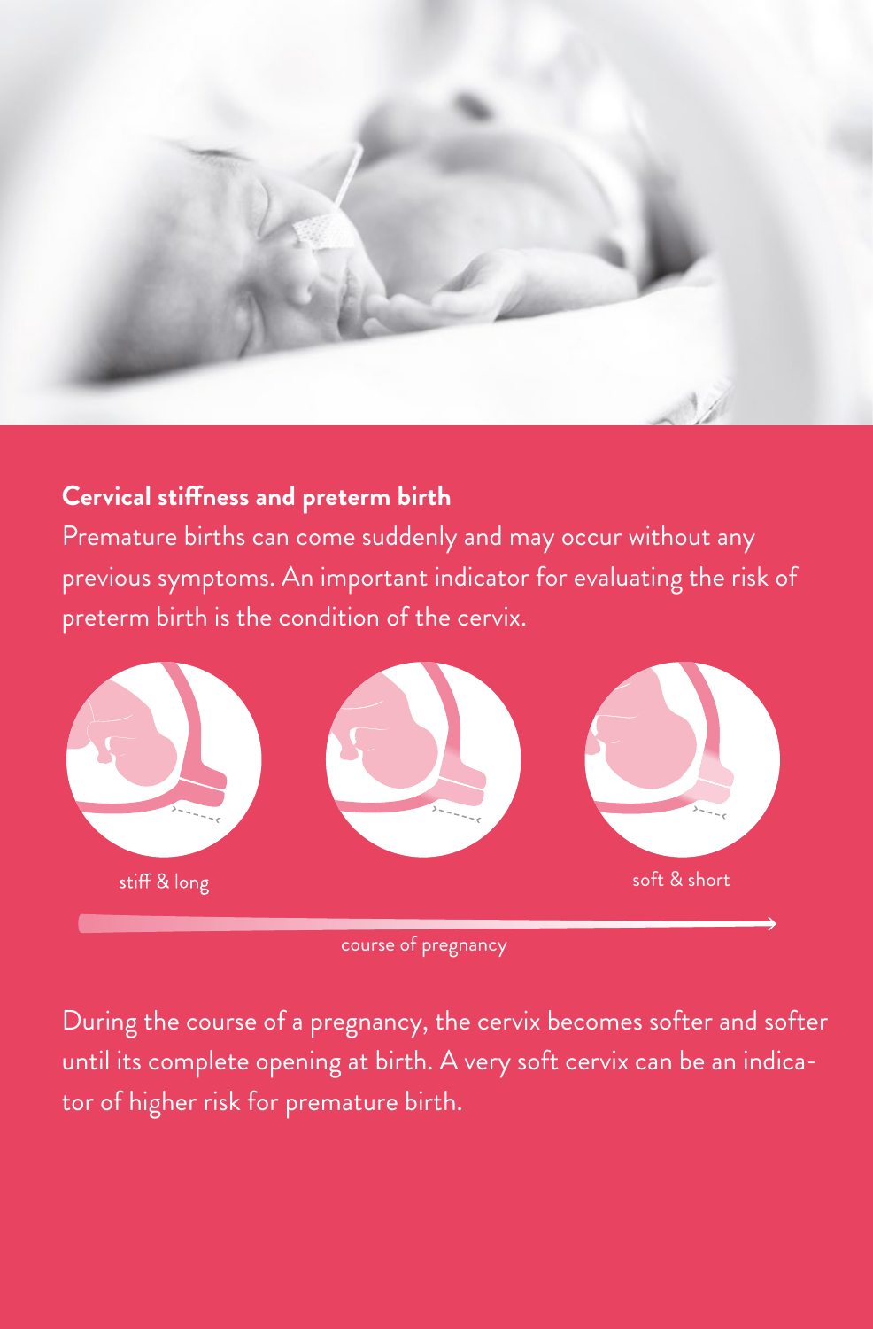## Cervical stiffness and preterm birth

Premature births can come suddenly and may occur without any previous symptoms. An important indicator for evaluating the risk of preterm birth is the condition of the cervix.

stiff & long

soft & short

course of pregnancy

During the course of a pregnancy, the cervix becomes softer and softer until its complete opening at birth. A very soft cervix can be an indicator of higher risk for premature birth.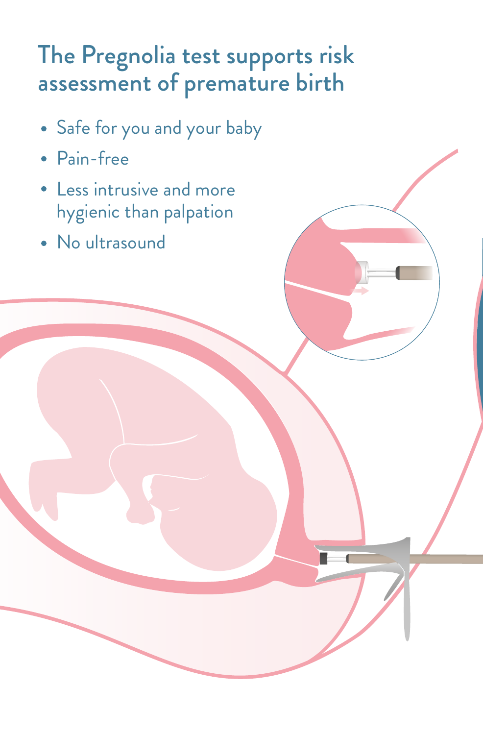# The Pregnolia test supports risk assessment of premature birth

- Safe for you and your baby
- Pain-free
- Less intrusive and more hygienic than palpation
- No ultrasound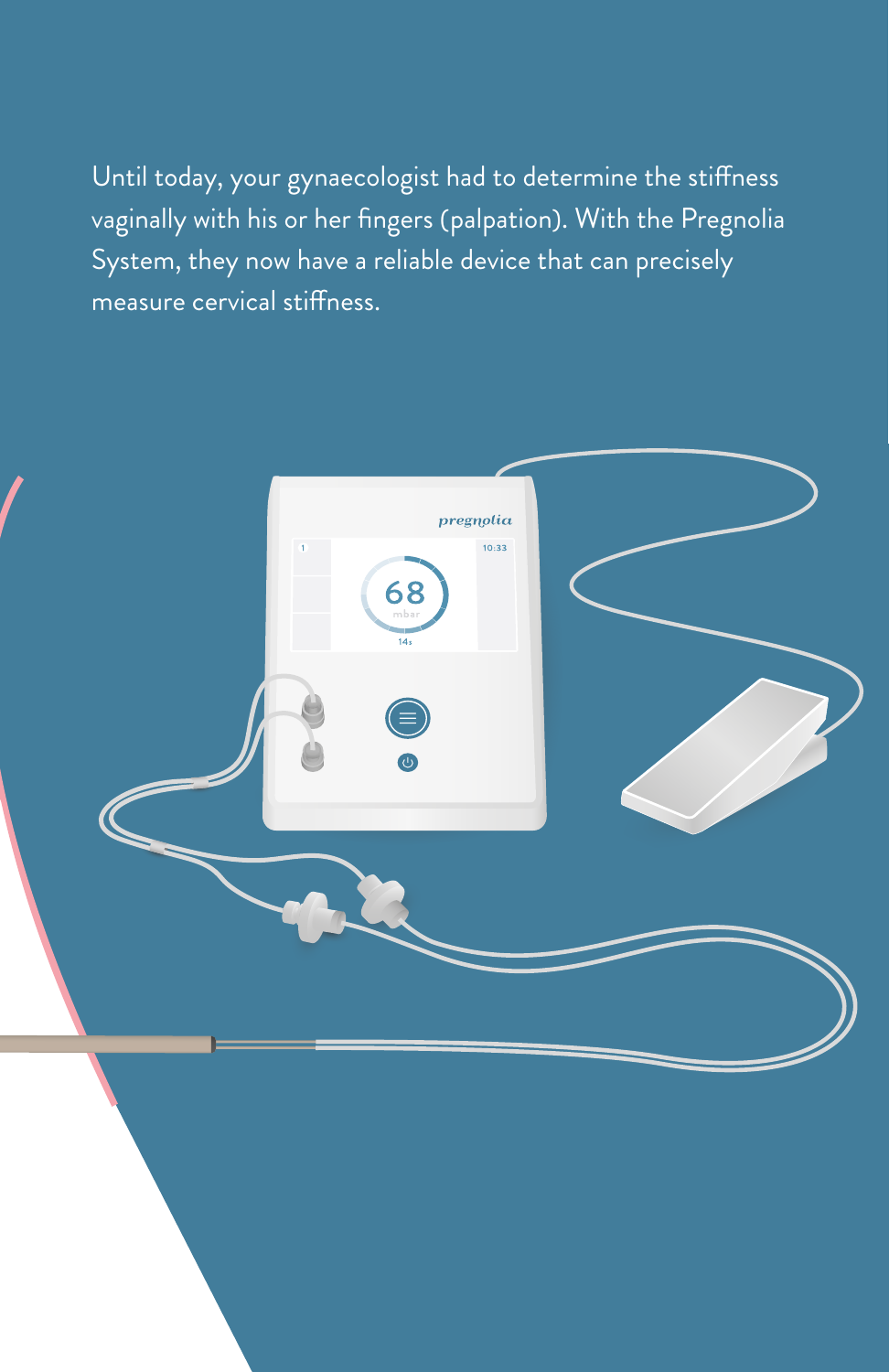Until today, your gynaecologist had to determine the stiffness vaginally with his or her fingers (palpation). With the Pregnolia System, they now have a reliable device that can precisely measure cervical stiffness.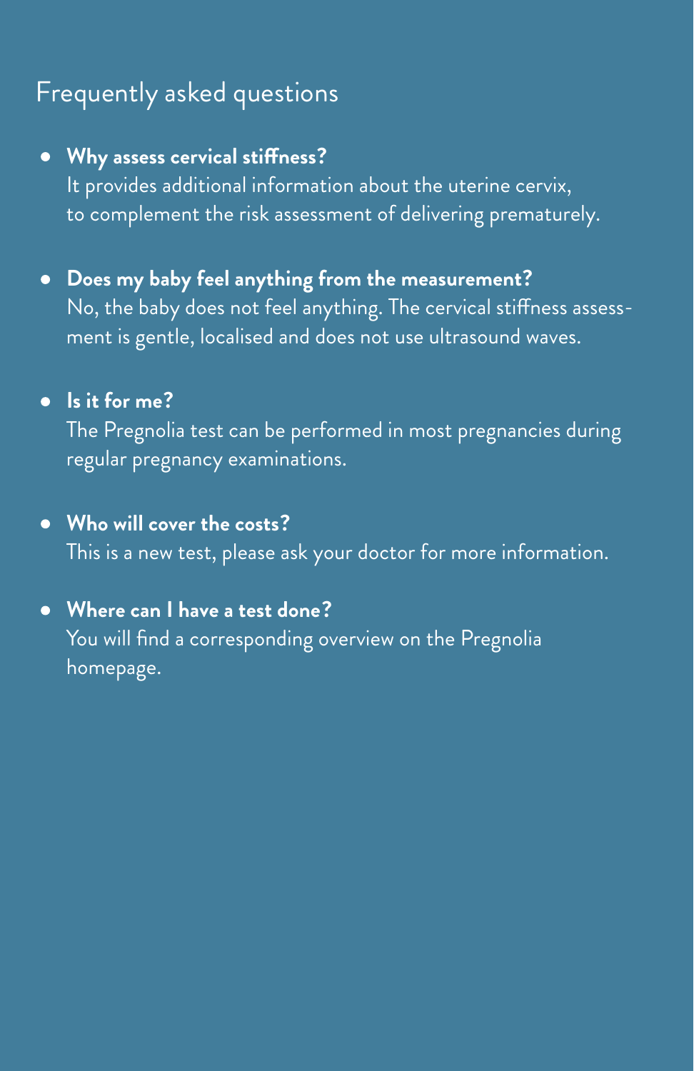## Frequently asked questions

- **Why assess cervical stiffness?**
  It provides additional information about the uterine cervix, to complement the risk assessment of delivering prematurely.

- **Does my baby feel anything from the measurement?**
  No, the baby does not feel anything. The cervical stiffness assessment is gentle, localised and does not use ultrasound waves.

- **Is it for me?**
  The Pregnolia test can be performed in most pregnancies during regular pregnancy examinations.

- **Who will cover the costs?**
  This is a new test, please ask your doctor for more information.

- **Where can I have a test done?**
  You will find a corresponding overview on the Pregnolia homepage.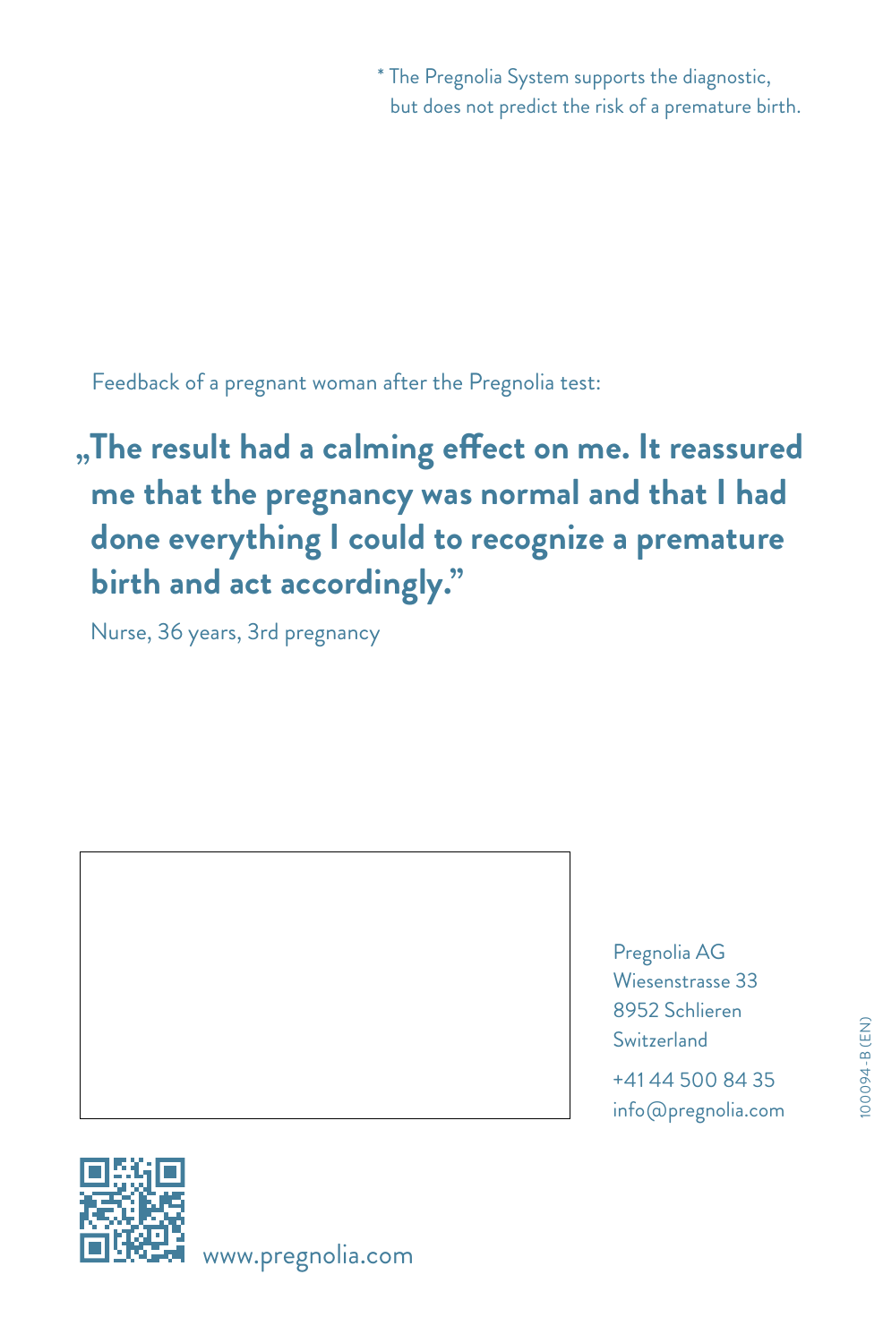* The Pregnolia System supports the diagnostic, but does not predict the risk of a premature birth.

Feedback of a pregnant woman after the Pregnolia test:

**„The result had a calming effect on me. It reassured me that the pregnancy was normal and that I had done everything I could to recognize a premature birth and act accordingly."**

Nurse, 36 years, 3rd pregnancy

Pregnolia AG
Wiesenstrasse 33
8952 Schlieren
Switzerland

+41 44 500 84 35
info@pregnolia.com

100094-B (EN)

www.pregnolia.com